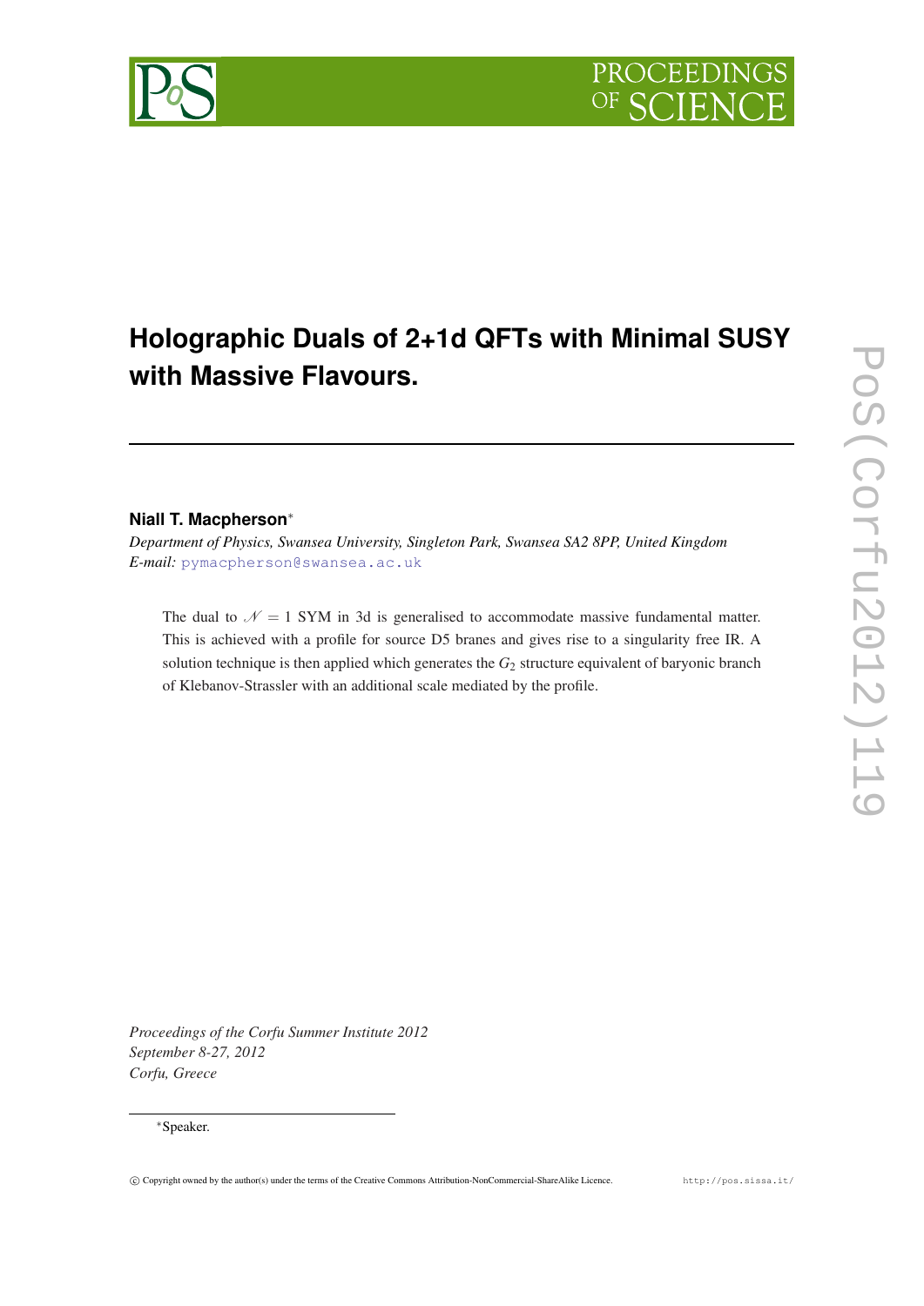# Holographic Duals of 2+1d QFTs with Minimal SUSY with Massive Flavours.

**Niall T. Macpherson***

*Department of Physics, Swansea University, Singleton Park, Swansea SA2 8PP, United Kingdom*
*E-mail:* pymacpherson@swansea.ac.uk

The dual to $\mathcal{N}=1$ SYM in 3d is generalised to accommodate massive fundamental matter. This is achieved with a profile for source D5 branes and gives rise to a singularity free IR. A solution technique is then applied which generates the $G_2$ structure equivalent of baryonic branch of Klebanov-Strassler with an additional scale mediated by the profile.

*Proceedings of the Corfu Summer Institute 2012*
*September 8-27, 2012*
*Corfu, Greece*

*Speaker.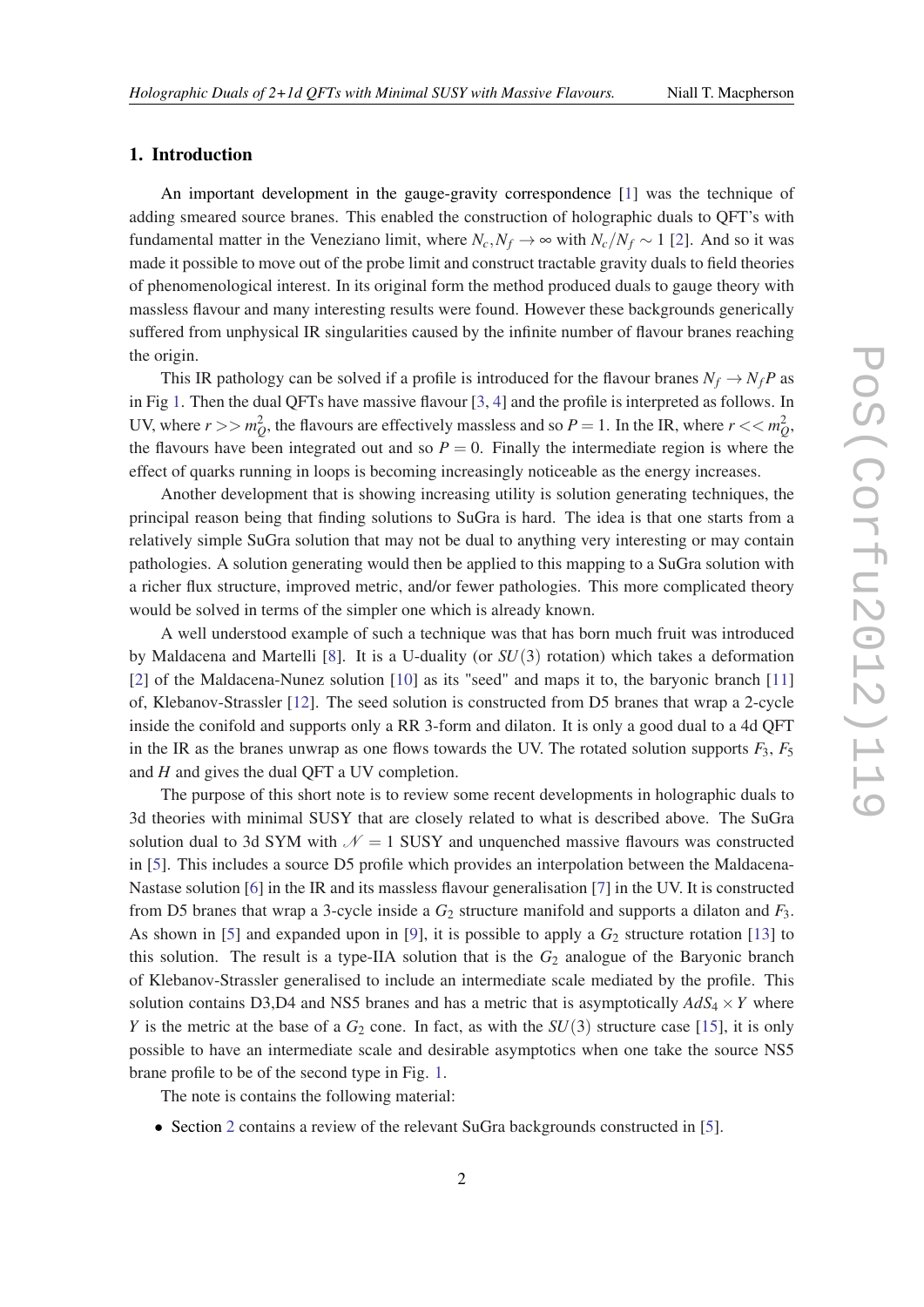## 1. Introduction

An important development in the gauge-gravity correspondence [1] was the technique of adding smeared source branes. This enabled the construction of holographic duals to QFT's with fundamental matter in the Veneziano limit, where $N_c, N_f \to \infty$ with $N_c/N_f \sim 1$ [2]. And so it was made it possible to move out of the probe limit and construct tractable gravity duals to field theories of phenomenological interest. In its original form the method produced duals to gauge theory with massless flavour and many interesting results were found. However these backgrounds generically suffered from unphysical IR singularities caused by the infinite number of flavour branes reaching the origin.

This IR pathology can be solved if a profile is introduced for the flavour branes $N_f \to N_f P$ as in Fig 1. Then the dual QFTs have massive flavour [3, 4] and the profile is interpreted as follows. In UV, where $r >> m_Q^2$, the flavours are effectively massless and so $P = 1$. In the IR, where $r << m_Q^2$, the flavours have been integrated out and so $P = 0$. Finally the intermediate region is where the effect of quarks running in loops is becoming increasingly noticeable as the energy increases.

Another development that is showing increasing utility is solution generating techniques, the principal reason being that finding solutions to SuGra is hard. The idea is that one starts from a relatively simple SuGra solution that may not be dual to anything very interesting or may contain pathologies. A solution generating would then be applied to this mapping to a SuGra solution with a richer flux structure, improved metric, and/or fewer pathologies. This more complicated theory would be solved in terms of the simpler one which is already known.

A well understood example of such a technique was that has born much fruit was introduced by Maldacena and Martelli [8]. It is a U-duality (or $SU(3)$ rotation) which takes a deformation [2] of the Maldacena-Nunez solution [10] as its "seed" and maps it to, the baryonic branch [11] of, Klebanov-Strassler [12]. The seed solution is constructed from D5 branes that wrap a 2-cycle inside the conifold and supports only a RR 3-form and dilaton. It is only a good dual to a 4d QFT in the IR as the branes unwrap as one flows towards the UV. The rotated solution supports $F_3$, $F_5$ and $H$ and gives the dual QFT a UV completion.

The purpose of this short note is to review some recent developments in holographic duals to 3d theories with minimal SUSY that are closely related to what is described above. The SuGra solution dual to 3d SYM with $\mathcal{N} = 1$ SUSY and unquenched massive flavours was constructed in [5]. This includes a source D5 profile which provides an interpolation between the Maldacena-Nastase solution [6] in the IR and its massless flavour generalisation [7] in the UV. It is constructed from D5 branes that wrap a 3-cycle inside a $G_2$ structure manifold and supports a dilaton and $F_3$. As shown in [5] and expanded upon in [9], it is possible to apply a $G_2$ structure rotation [13] to this solution. The result is a type-IIA solution that is the $G_2$ analogue of the Baryonic branch of Klebanov-Strassler generalised to include an intermediate scale mediated by the profile. This solution contains D3,D4 and NS5 branes and has a metric that is asymptotically $AdS_4 \times Y$ where $Y$ is the metric at the base of a $G_2$ cone. In fact, as with the $SU(3)$ structure case [15], it is only possible to have an intermediate scale and desirable asymptotics when one take the source NS5 brane profile to be of the second type in Fig. 1.

The note is contains the following material:

- Section 2 contains a review of the relevant SuGra backgrounds constructed in [5].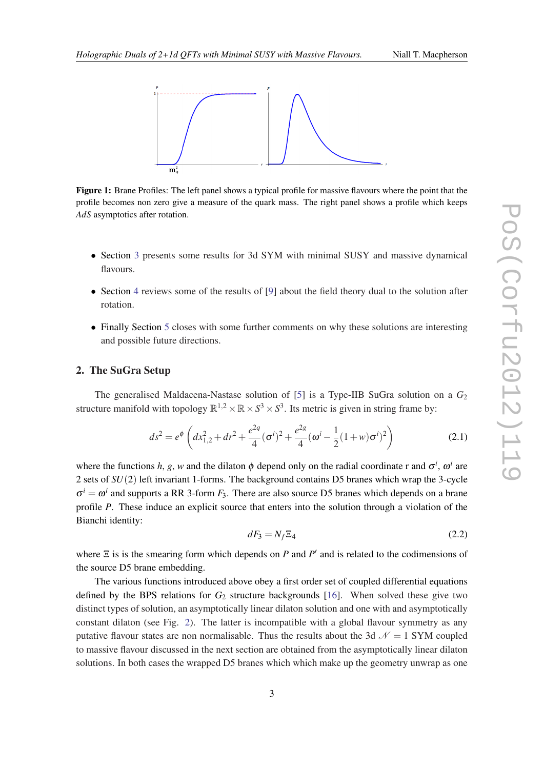**Figure 1:** Brane Profiles: The left panel shows a typical profile for massive flavours where the point that the profile becomes non zero give a measure of the quark mass. The right panel shows a profile which keeps *AdS* asymptotics after rotation.

- Section 3 presents some results for 3d SYM with minimal SUSY and massive dynamical flavours.
- Section 4 reviews some of the results of [9] about the field theory dual to the solution after rotation.
- Finally Section 5 closes with some further comments on why these solutions are interesting and possible future directions.

## 2. The SuGra Setup

The generalised Maldacena-Nastase solution of [5] is a Type-IIB SuGra solution on a $G_2$ structure manifold with topology $\mathbb{R}^{1,2} \times \mathbb{R} \times S^3 \times S^3$. Its metric is given in string frame by:

$$ds^2 = e^{\phi}\left(dx_{1,2}^2 + dr^2 + \frac{e^{2q}}{4}(\sigma^i)^2 + \frac{e^{2g}}{4}(\omega^i - \frac{1}{2}(1+w)\sigma^i)^2\right) \tag{2.1}$$

where the functions $h$, $g$, $w$ and the dilaton $\phi$ depend only on the radial coordinate r and $\sigma^i$, $\omega^i$ are 2 sets of $SU(2)$ left invariant 1-forms. The background contains D5 branes which wrap the 3-cycle $\sigma^i = \omega^i$ and supports a RR 3-form $F_3$. There are also source D5 branes which depends on a brane profile $P$. These induce an explicit source that enters into the solution through a violation of the Bianchi identity:

$$dF_3 = N_f \Xi_4 \tag{2.2}$$

where $\Xi$ is is the smearing form which depends on $P$ and $P'$ and is related to the codimensions of the source D5 brane embedding.

The various functions introduced above obey a first order set of coupled differential equations defined by the BPS relations for $G_2$ structure backgrounds [16]. When solved these give two distinct types of solution, an asymptotically linear dilaton solution and one with and asymptotically constant dilaton (see Fig. 2). The latter is incompatible with a global flavour symmetry as any putative flavour states are non normalisable. Thus the results about the 3d $\mathcal{N}=1$ SYM coupled to massive flavour discussed in the next section are obtained from the asymptotically linear dilaton solutions. In both cases the wrapped D5 branes which which make up the geometry unwrap as one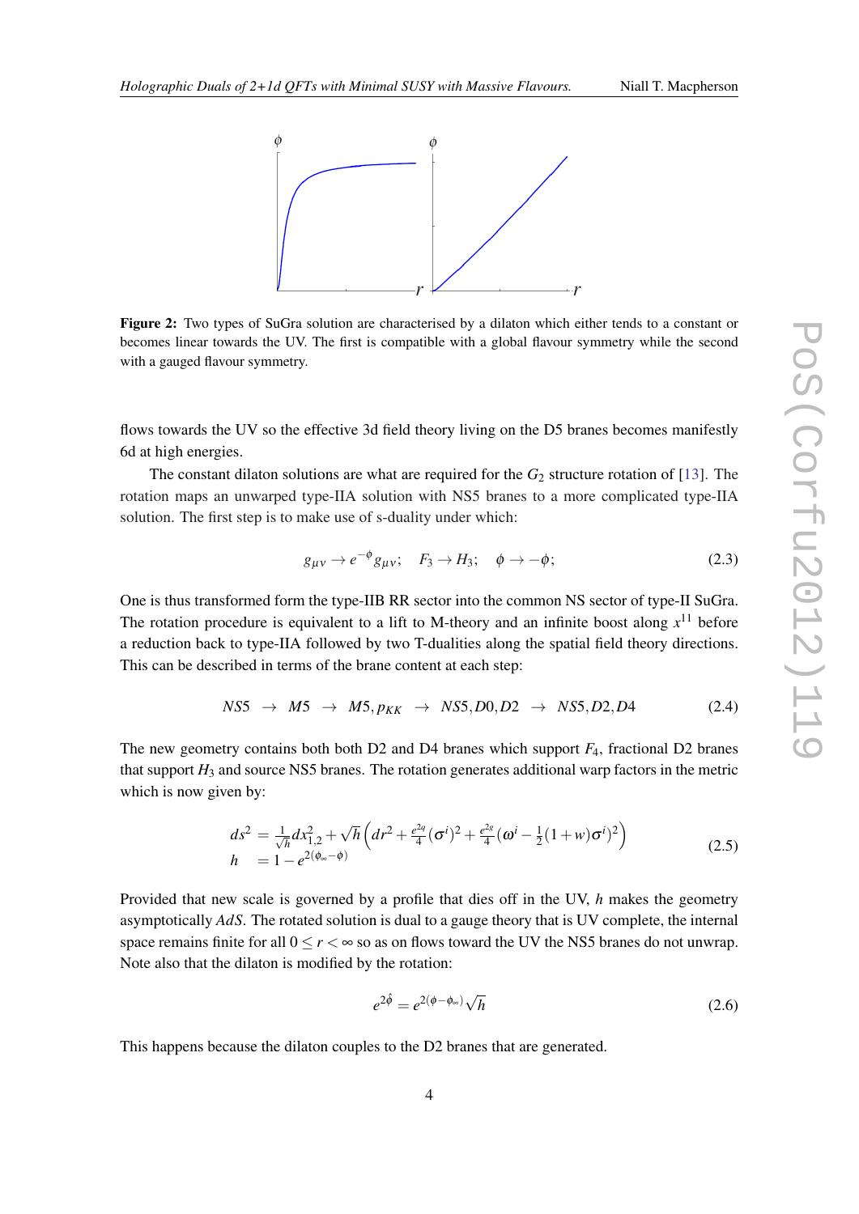**Figure 2:** Two types of SuGra solution are characterised by a dilaton which either tends to a constant or becomes linear towards the UV. The first is compatible with a global flavour symmetry while the second with a gauged flavour symmetry.

flows towards the UV so the effective 3d field theory living on the D5 branes becomes manifestly 6d at high energies.

The constant dilaton solutions are what are required for the $G_2$ structure rotation of [13]. The rotation maps an unwarped type-IIA solution with NS5 branes to a more complicated type-IIA solution. The first step is to make use of s-duality under which:

$$g_{\mu\nu} \rightarrow e^{-\phi} g_{\mu\nu}; \quad F_3 \rightarrow H_3; \quad \phi \rightarrow -\phi; \tag{2.3}$$

One is thus transformed form the type-IIB RR sector into the common NS sector of type-II SuGra. The rotation procedure is equivalent to a lift to M-theory and an infinite boost along $x^{11}$ before a reduction back to type-IIA followed by two T-dualities along the spatial field theory directions. This can be described in terms of the brane content at each step:

$$NS5 \;\rightarrow\; M5 \;\rightarrow\; M5, p_{KK} \;\rightarrow\; NS5, D0, D2 \;\rightarrow\; NS5, D2, D4 \tag{2.4}$$

The new geometry contains both both D2 and D4 branes which support $F_4$, fractional D2 branes that support $H_3$ and source NS5 branes. The rotation generates additional warp factors in the metric which is now given by:

$$\begin{aligned} ds^2 &= \tfrac{1}{\sqrt{h}} dx_{1,2}^2 + \sqrt{h}\left(dr^2 + \tfrac{e^{2q}}{4}(\sigma^i)^2 + \tfrac{e^{2g}}{4}(\omega^i - \tfrac{1}{2}(1+w)\sigma^i)^2\right) \\ h &= 1 - e^{2(\phi_\infty - \phi)} \end{aligned} \tag{2.5}$$

Provided that new scale is governed by a profile that dies off in the UV, $h$ makes the geometry asymptotically $AdS$. The rotated solution is dual to a gauge theory that is UV complete, the internal space remains finite for all $0 \leq r < \infty$ so as on flows toward the UV the NS5 branes do not unwrap. Note also that the dilaton is modified by the rotation:

$$e^{2\hat{\phi}} = e^{2(\phi - \phi_\infty)}\sqrt{h} \tag{2.6}$$

This happens because the dilaton couples to the D2 branes that are generated.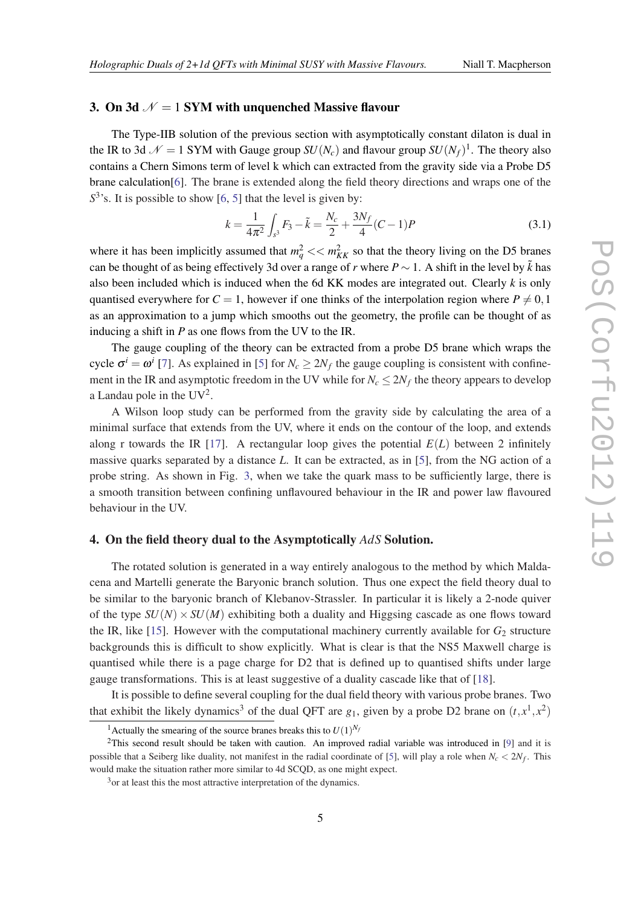## 3. On 3d $\mathcal{N}=1$ SYM with unquenched Massive flavour

The Type-IIB solution of the previous section with asymptotically constant dilaton is dual in the IR to 3d $\mathcal{N}=1$ SYM with Gauge group $SU(N_c)$ and flavour group $SU(N_f)$[1]. The theory also contains a Chern Simons term of level k which can extracted from the gravity side via a Probe D5 brane calculation[6]. The brane is extended along the field theory directions and wraps one of the $S^3$'s. It is possible to show [6, 5] that the level is given by:

$$k = \frac{1}{4\pi^2}\int_{s^3} F_3 - \tilde{k} = \frac{N_c}{2} + \frac{3N_f}{4}(C-1)P \tag{3.1}$$

where it has been implicitly assumed that $m_q^2 << m_{KK}^2$ so that the theory living on the D5 branes can be thought of as being effectively 3d over a range of $r$ where $P \sim 1$. A shift in the level by $\tilde{k}$ has also been included which is induced when the 6d KK modes are integrated out. Clearly $k$ is only quantised everywhere for $C = 1$, however if one thinks of the interpolation region where $P \neq 0, 1$ as an approximation to a jump which smooths out the geometry, the profile can be thought of as inducing a shift in $P$ as one flows from the UV to the IR.

The gauge coupling of the theory can be extracted from a probe D5 brane which wraps the cycle $\sigma^i = \omega^i$ [7]. As explained in [5] for $N_c \geq 2N_f$ the gauge coupling is consistent with confinement in the IR and asymptotic freedom in the UV while for $N_c \leq 2N_f$ the theory appears to develop a Landau pole in the UV[2].

A Wilson loop study can be performed from the gravity side by calculating the area of a minimal surface that extends from the UV, where it ends on the contour of the loop, and extends along r towards the IR [17]. A rectangular loop gives the potential $E(L)$ between 2 infinitely massive quarks separated by a distance $L$. It can be extracted, as in [5], from the NG action of a probe string. As shown in Fig. 3, when we take the quark mass to be sufficiently large, there is a smooth transition between confining unflavoured behaviour in the IR and power law flavoured behaviour in the UV.

## 4. On the field theory dual to the Asymptotically $AdS$ Solution.

The rotated solution is generated in a way entirely analogous to the method by which Maldacena and Martelli generate the Baryonic branch solution. Thus one expect the field theory dual to be similar to the baryonic branch of Klebanov-Strassler. In particular it is likely a 2-node quiver of the type $SU(N) \times SU(M)$ exhibiting both a duality and Higgsing cascade as one flows toward the IR, like [15]. However with the computational machinery currently available for $G_2$ structure backgrounds this is difficult to show explicitly. What is clear is that the NS5 Maxwell charge is quantised while there is a page charge for D2 that is defined up to quantised shifts under large gauge transformations. This is at least suggestive of a duality cascade like that of [18].

It is possible to define several coupling for the dual field theory with various probe branes. Two that exhibit the likely dynamics[3] of the dual QFT are $g_1$, given by a probe D2 brane on $(t, x^1, x^2)$

[1] Actually the smearing of the source branes breaks this to $U(1)^{N_f}$

[2] This second result should be taken with caution. An improved radial variable was introduced in [9] and it is possible that a Seiberg like duality, not manifest in the radial coordinate of [5], will play a role when $N_c < 2N_f$. This would make the situation rather more similar to 4d SCQD, as one might expect.

[3] or at least this the most attractive interpretation of the dynamics.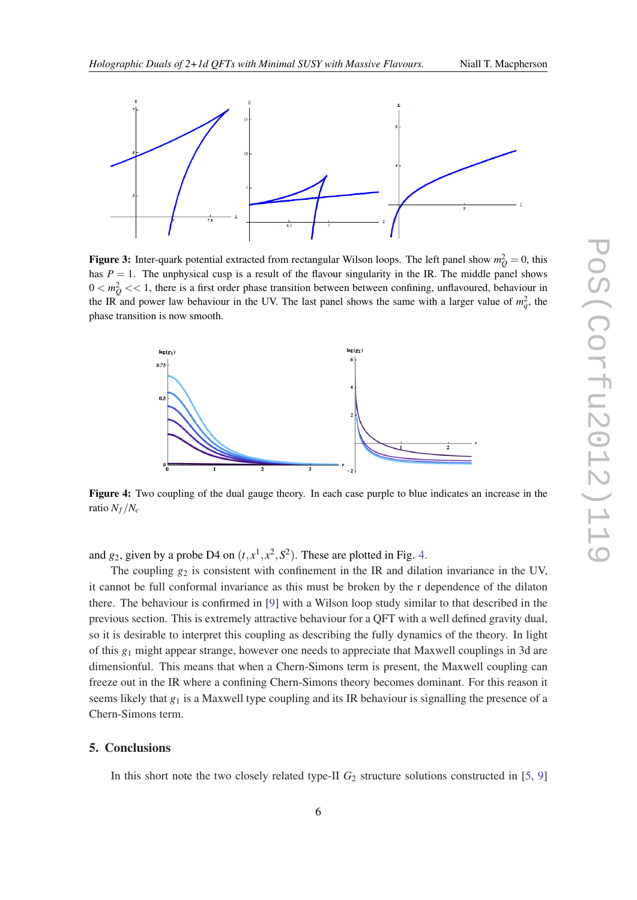**Figure 3:** Inter-quark potential extracted from rectangular Wilson loops. The left panel show $m_Q^2 = 0$, this has $P = 1$. The unphysical cusp is a result of the flavour singularity in the IR. The middle panel shows $0 < m_Q^2 << 1$, there is a first order phase transition between between confining, unflavoured, behaviour in the IR and power law behaviour in the UV. The last panel shows the same with a larger value of $m_q^2$, the phase transition is now smooth.

**Figure 4:** Two coupling of the dual gauge theory. In each case purple to blue indicates an increase in the ratio $N_f/N_c$

and $g_2$, given by a probe D4 on $(t, x^1, x^2, S^2)$. These are plotted in Fig. 4.

The coupling $g_2$ is consistent with confinement in the IR and dilation invariance in the UV, it cannot be full conformal invariance as this must be broken by the r dependence of the dilaton there. The behaviour is confirmed in [9] with a Wilson loop study similar to that described in the previous section. This is extremely attractive behaviour for a QFT with a well defined gravity dual, so it is desirable to interpret this coupling as describing the fully dynamics of the theory. In light of this $g_1$ might appear strange, however one needs to appreciate that Maxwell couplings in 3d are dimensionful. This means that when a Chern-Simons term is present, the Maxwell coupling can freeze out in the IR where a confining Chern-Simons theory becomes dominant. For this reason it seems likely that $g_1$ is a Maxwell type coupling and its IR behaviour is signalling the presence of a Chern-Simons term.

## 5. Conclusions

In this short note the two closely related type-II $G_2$ structure solutions constructed in [5, 9]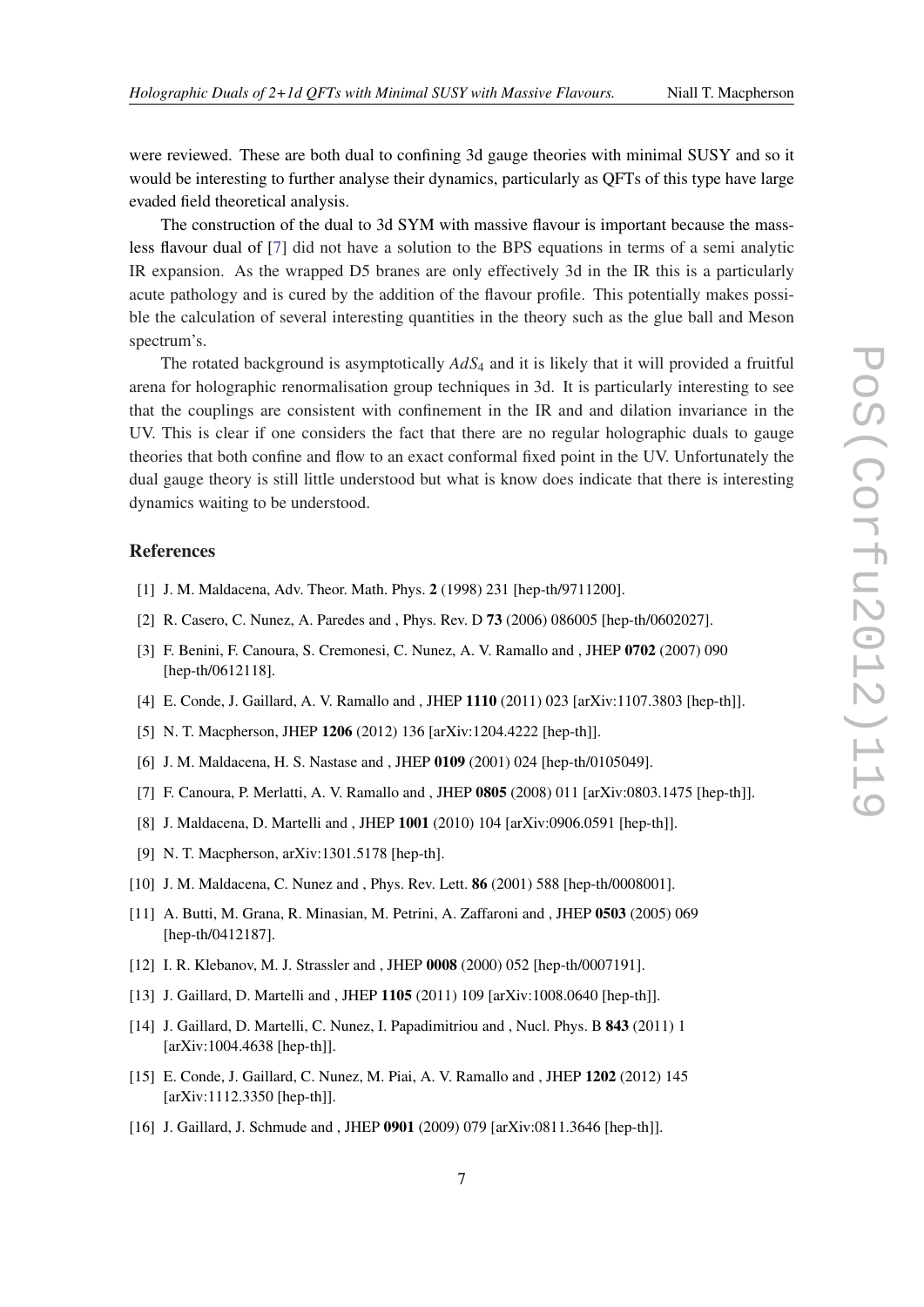were reviewed. These are both dual to confining 3d gauge theories with minimal SUSY and so it would be interesting to further analyse their dynamics, particularly as QFTs of this type have large evaded field theoretical analysis.

The construction of the dual to 3d SYM with massive flavour is important because the massless flavour dual of [7] did not have a solution to the BPS equations in terms of a semi analytic IR expansion. As the wrapped D5 branes are only effectively 3d in the IR this is a particularly acute pathology and is cured by the addition of the flavour profile. This potentially makes possible the calculation of several interesting quantities in the theory such as the glue ball and Meson spectrum's.

The rotated background is asymptotically $AdS_4$ and it is likely that it will provided a fruitful arena for holographic renormalisation group techniques in 3d. It is particularly interesting to see that the couplings are consistent with confinement in the IR and and dilation invariance in the UV. This is clear if one considers the fact that there are no regular holographic duals to gauge theories that both confine and flow to an exact conformal fixed point in the UV. Unfortunately the dual gauge theory is still little understood but what is know does indicate that there is interesting dynamics waiting to be understood.

## References

[1] J. M. Maldacena, Adv. Theor. Math. Phys. **2** (1998) 231 [hep-th/9711200].

[2] R. Casero, C. Nunez, A. Paredes and , Phys. Rev. D **73** (2006) 086005 [hep-th/0602027].

[3] F. Benini, F. Canoura, S. Cremonesi, C. Nunez, A. V. Ramallo and , JHEP **0702** (2007) 090 [hep-th/0612118].

[4] E. Conde, J. Gaillard, A. V. Ramallo and , JHEP **1110** (2011) 023 [arXiv:1107.3803 [hep-th]].

[5] N. T. Macpherson, JHEP **1206** (2012) 136 [arXiv:1204.4222 [hep-th]].

[6] J. M. Maldacena, H. S. Nastase and , JHEP **0109** (2001) 024 [hep-th/0105049].

[7] F. Canoura, P. Merlatti, A. V. Ramallo and , JHEP **0805** (2008) 011 [arXiv:0803.1475 [hep-th]].

[8] J. Maldacena, D. Martelli and , JHEP **1001** (2010) 104 [arXiv:0906.0591 [hep-th]].

[9] N. T. Macpherson, arXiv:1301.5178 [hep-th].

[10] J. M. Maldacena, C. Nunez and , Phys. Rev. Lett. **86** (2001) 588 [hep-th/0008001].

[11] A. Butti, M. Grana, R. Minasian, M. Petrini, A. Zaffaroni and , JHEP **0503** (2005) 069 [hep-th/0412187].

[12] I. R. Klebanov, M. J. Strassler and , JHEP **0008** (2000) 052 [hep-th/0007191].

[13] J. Gaillard, D. Martelli and , JHEP **1105** (2011) 109 [arXiv:1008.0640 [hep-th]].

[14] J. Gaillard, D. Martelli, C. Nunez, I. Papadimitriou and , Nucl. Phys. B **843** (2011) 1 [arXiv:1004.4638 [hep-th]].

[15] E. Conde, J. Gaillard, C. Nunez, M. Piai, A. V. Ramallo and , JHEP **1202** (2012) 145 [arXiv:1112.3350 [hep-th]].

[16] J. Gaillard, J. Schmude and , JHEP **0901** (2009) 079 [arXiv:0811.3646 [hep-th]].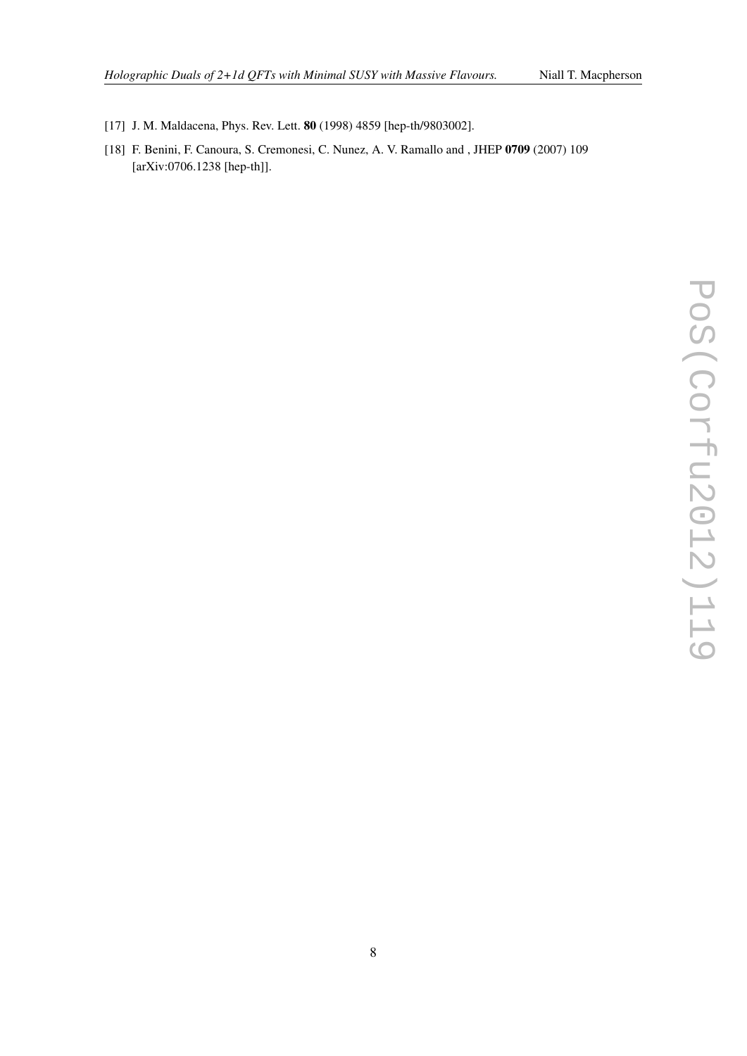[17] J. M. Maldacena, Phys. Rev. Lett. **80** (1998) 4859 [hep-th/9803002].

[18] F. Benini, F. Canoura, S. Cremonesi, C. Nunez, A. V. Ramallo and , JHEP **0709** (2007) 109 [arXiv:0706.1238 [hep-th]].